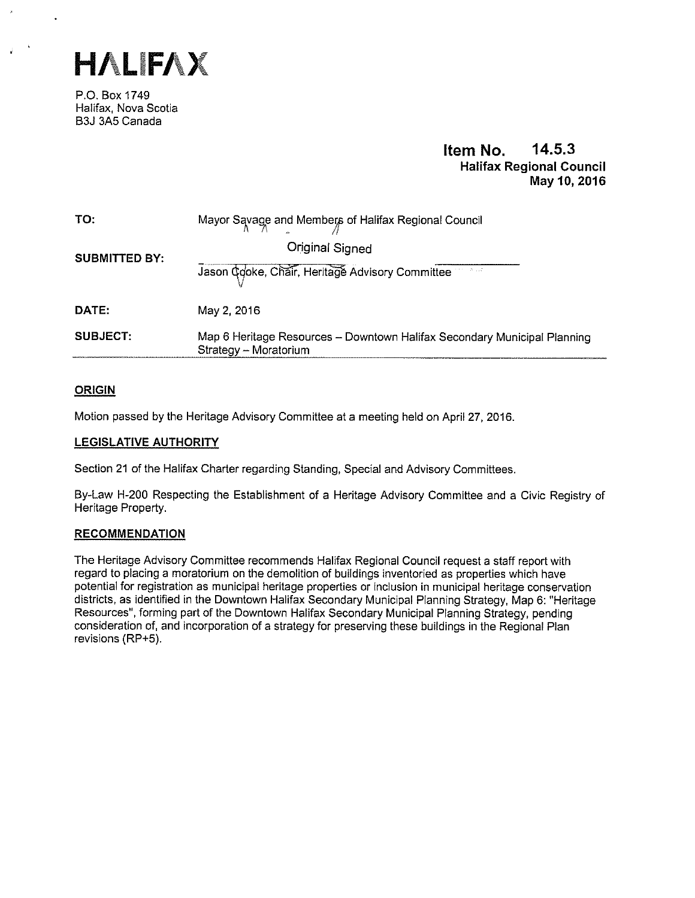# HALIFAX

P.O. Box 1749
Halifax, Nova Scotia
B3J 3A5 Canada

**Item No. 14.5.3**
**Halifax Regional Council**
**May 10, 2016**

| | |
|---|---|
| **TO:** | Mayor Savage and Members of Halifax Regional Council |
| **SUBMITTED BY:** | Original Signed<br>Jason Cooke, Chair, Heritage Advisory Committee |
| **DATE:** | May 2, 2016 |
| **SUBJECT:** | Map 6 Heritage Resources – Downtown Halifax Secondary Municipal Planning Strategy – Moratorium |

## ORIGIN

Motion passed by the Heritage Advisory Committee at a meeting held on April 27, 2016.

## LEGISLATIVE AUTHORITY

Section 21 of the Halifax Charter regarding Standing, Special and Advisory Committees.

By-Law H-200 Respecting the Establishment of a Heritage Advisory Committee and a Civic Registry of Heritage Property.

## RECOMMENDATION

The Heritage Advisory Committee recommends Halifax Regional Council request a staff report with regard to placing a moratorium on the demolition of buildings inventoried as properties which have potential for registration as municipal heritage properties or inclusion in municipal heritage conservation districts, as identified in the Downtown Halifax Secondary Municipal Planning Strategy, Map 6: "Heritage Resources", forming part of the Downtown Halifax Secondary Municipal Planning Strategy, pending consideration of, and incorporation of a strategy for preserving these buildings in the Regional Plan revisions (RP+5).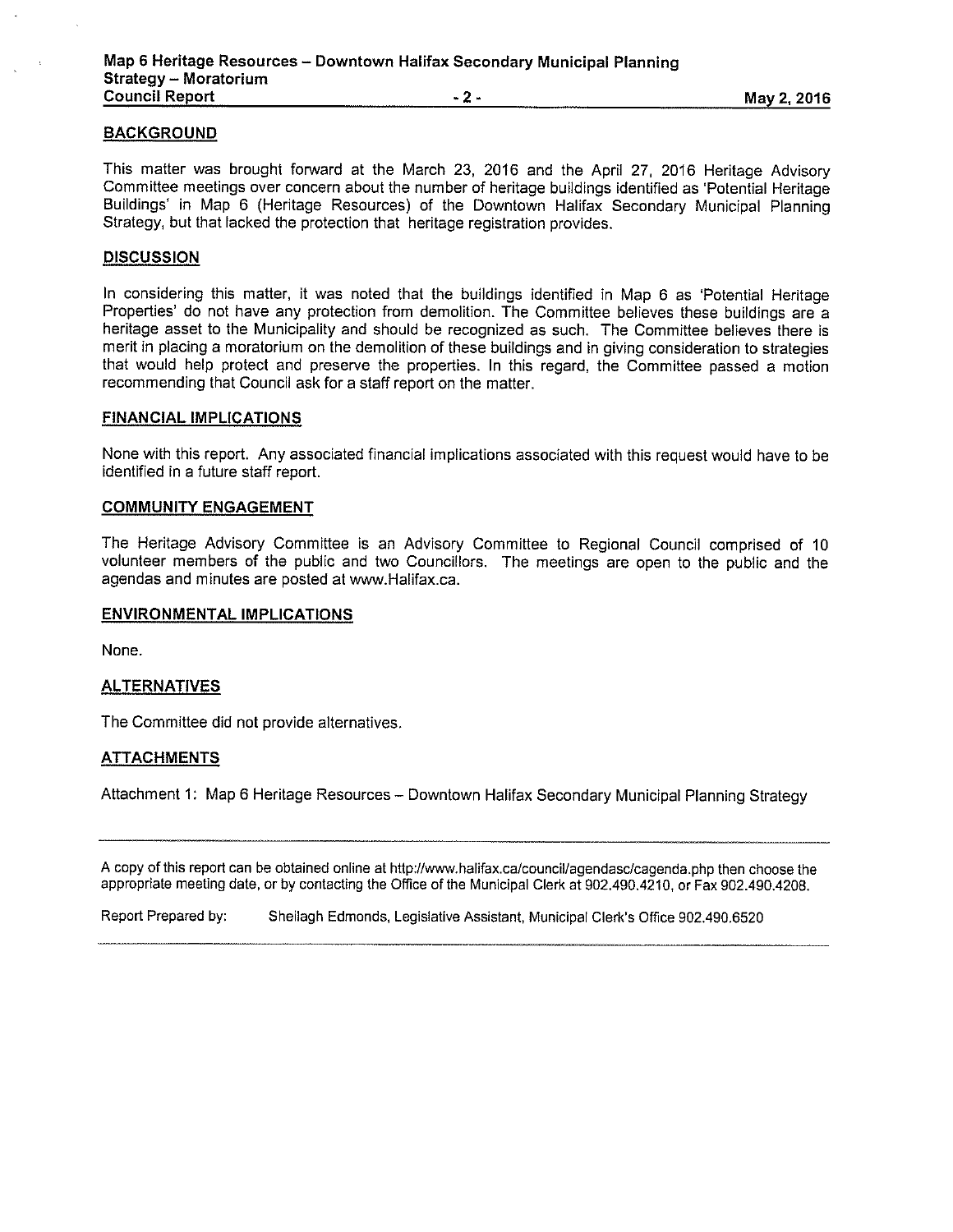## BACKGROUND

This matter was brought forward at the March 23, 2016 and the April 27, 2016 Heritage Advisory Committee meetings over concern about the number of heritage buildings identified as 'Potential Heritage Buildings' in Map 6 (Heritage Resources) of the Downtown Halifax Secondary Municipal Planning Strategy, but that lacked the protection that heritage registration provides.

## DISCUSSION

In considering this matter, it was noted that the buildings identified in Map 6 as 'Potential Heritage Properties' do not have any protection from demolition. The Committee believes these buildings are a heritage asset to the Municipality and should be recognized as such. The Committee believes there is merit in placing a moratorium on the demolition of these buildings and in giving consideration to strategies that would help protect and preserve the properties. In this regard, the Committee passed a motion recommending that Council ask for a staff report on the matter.

## FINANCIAL IMPLICATIONS

None with this report. Any associated financial implications associated with this request would have to be identified in a future staff report.

## COMMUNITY ENGAGEMENT

The Heritage Advisory Committee is an Advisory Committee to Regional Council comprised of 10 volunteer members of the public and two Councillors. The meetings are open to the public and the agendas and minutes are posted at www.Halifax.ca.

## ENVIRONMENTAL IMPLICATIONS

None.

## ALTERNATIVES

The Committee did not provide alternatives.

## ATTACHMENTS

Attachment 1: Map 6 Heritage Resources – Downtown Halifax Secondary Municipal Planning Strategy

---

A copy of this report can be obtained online at http://www.halifax.ca/council/agendasc/cagenda.php then choose the appropriate meeting date, or by contacting the Office of the Municipal Clerk at 902.490.4210, or Fax 902.490.4208.

Report Prepared by: Sheilagh Edmonds, Legislative Assistant, Municipal Clerk's Office 902.490.6520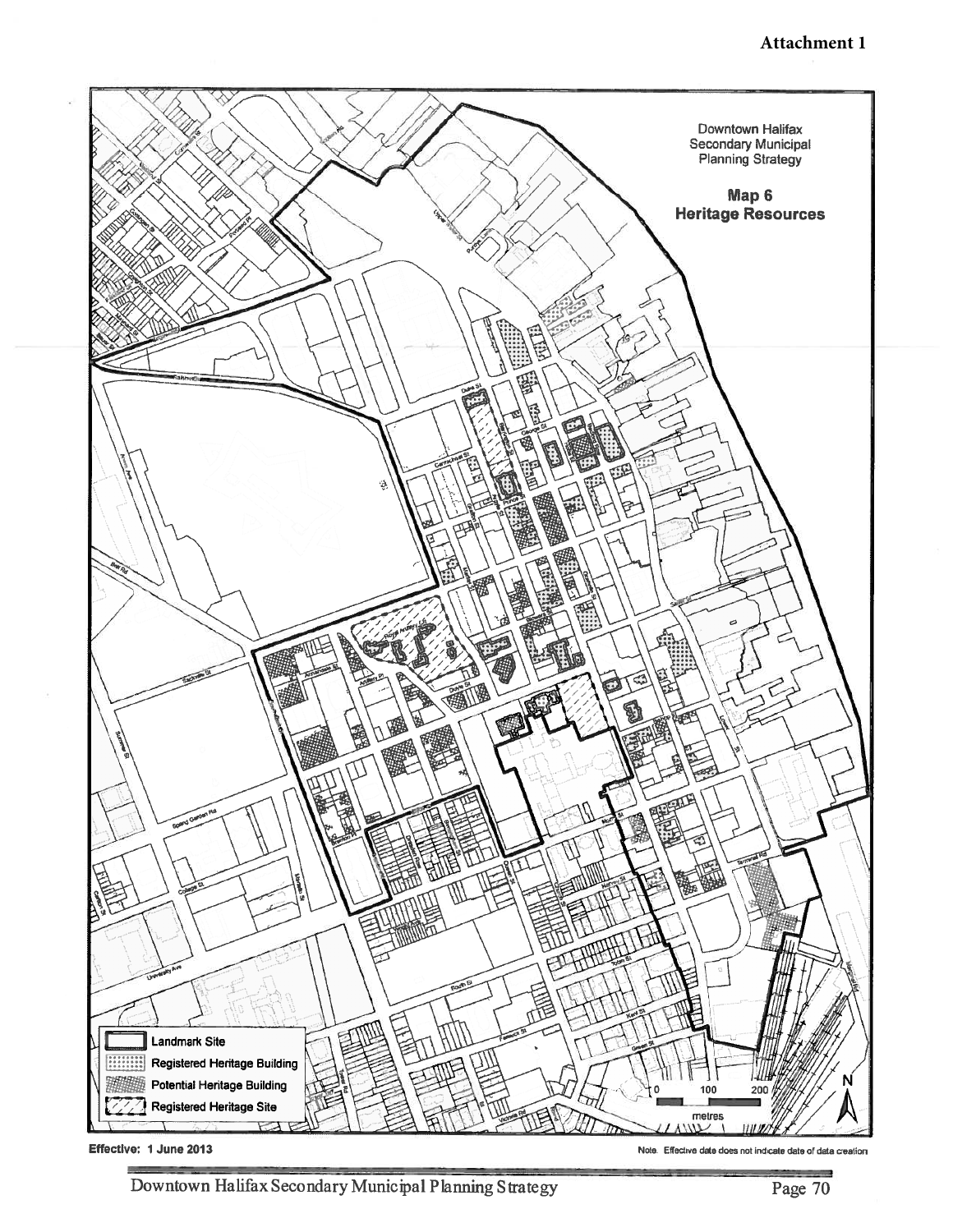**Attachment 1**

Downtown Halifax Secondary Municipal Planning Strategy

**Map 6**
**Heritage Resources**

Landmark Site
Registered Heritage Building
Potential Heritage Building
Registered Heritage Site

0 100 200
metres

N

**Effective: 1 June 2013**

Note: Effective date does not indicate date of data creation

Downtown Halifax Secondary Municipal Planning Strategy